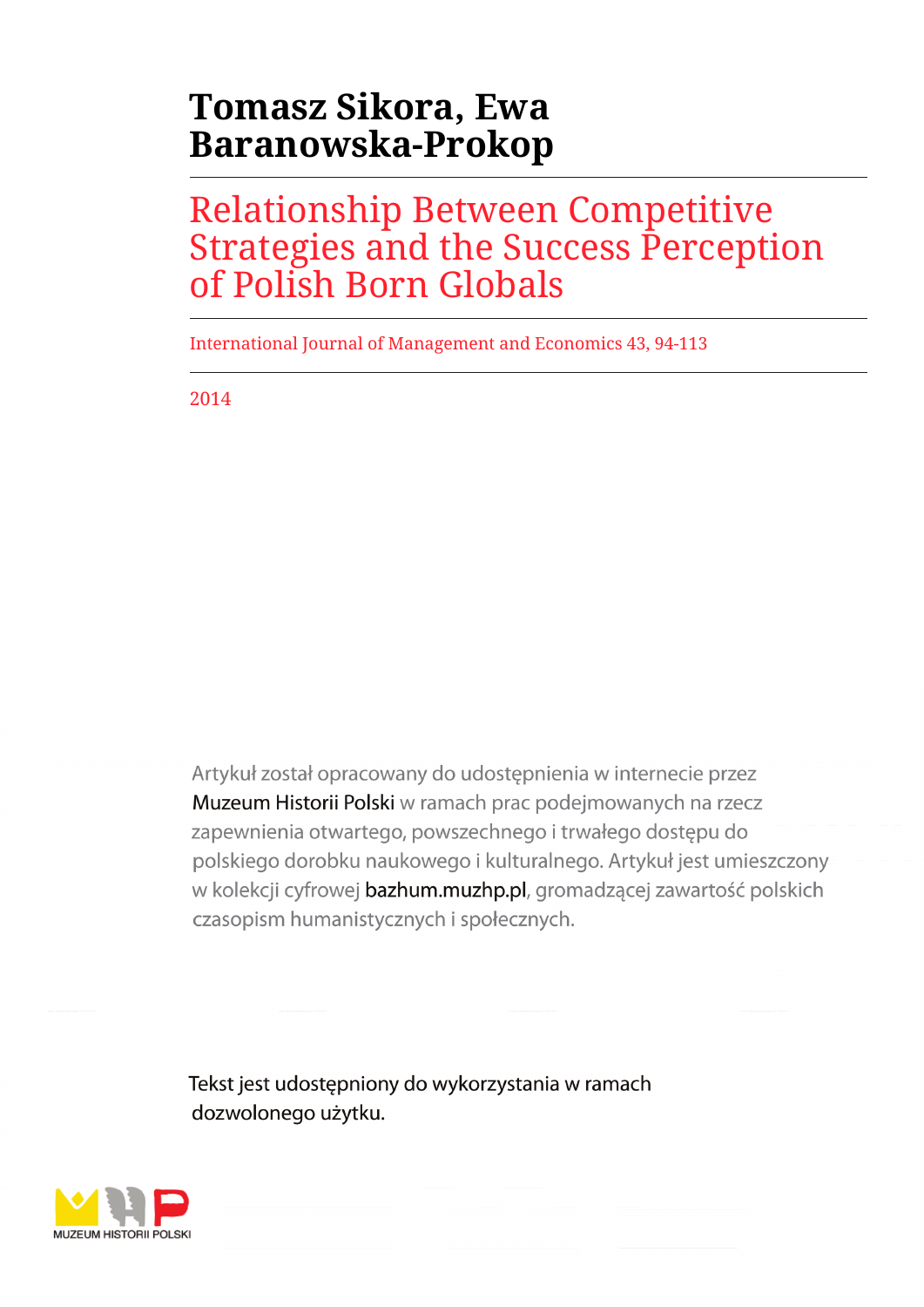# Tomasz Sikora, Ewa Baranowska-Prokop

## Relationship Between Competitive Strategies and the Success Perception of Polish Born Globals

International Journal of Management and Economics 43, 94-113

2014

Artykuł został opracowany do udostępnienia w internecie przez Muzeum Historii Polski w ramach prac podejmowanych na rzecz zapewnienia otwartego, powszechnego i trwałego dostępu do polskiego dorobku naukowego i kulturalnego. Artykuł jest umieszczony w kolekcji cyfrowej bazhum.muzhp.pl, gromadzącej zawartość polskich czasopism humanistycznych i społecznych.

Tekst jest udostępniony do wykorzystania w ramach dozwolonego użytku.

MUZEUM HISTORII POLSKI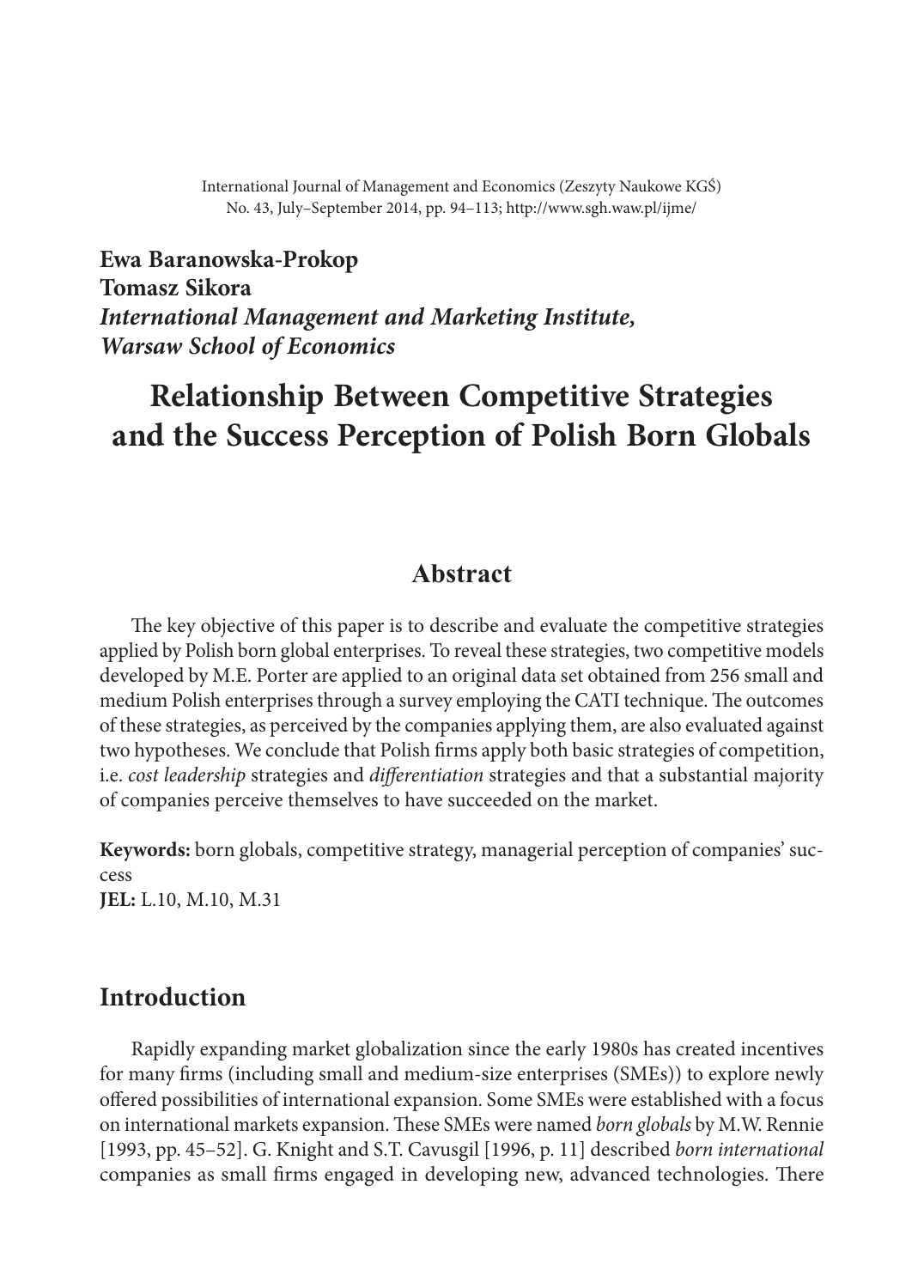International Journal of Management and Economics (Zeszyty Naukowe KGŚ)
No. 43, July–September 2014, pp. 94–113; http://www.sgh.waw.pl/ijme/

**Ewa Baranowska-Prokop**
**Tomasz Sikora**
***International Management and Marketing Institute, Warsaw School of Economics***

# Relationship Between Competitive Strategies and the Success Perception of Polish Born Globals

## Abstract

The key objective of this paper is to describe and evaluate the competitive strategies applied by Polish born global enterprises. To reveal these strategies, two competitive models developed by M.E. Porter are applied to an original data set obtained from 256 small and medium Polish enterprises through a survey employing the CATI technique. The outcomes of these strategies, as perceived by the companies applying them, are also evaluated against two hypotheses. We conclude that Polish firms apply both basic strategies of competition, i.e. *cost leadership* strategies and *differentiation* strategies and that a substantial majority of companies perceive themselves to have succeeded on the market.

**Keywords:** born globals, competitive strategy, managerial perception of companies' success
**JEL:** L.10, M.10, M.31

## Introduction

Rapidly expanding market globalization since the early 1980s has created incentives for many firms (including small and medium-size enterprises (SMEs)) to explore newly offered possibilities of international expansion. Some SMEs were established with a focus on international markets expansion. These SMEs were named *born globals* by M.W. Rennie [1993, pp. 45–52]. G. Knight and S.T. Cavusgil [1996, p. 11] described *born international* companies as small firms engaged in developing new, advanced technologies. There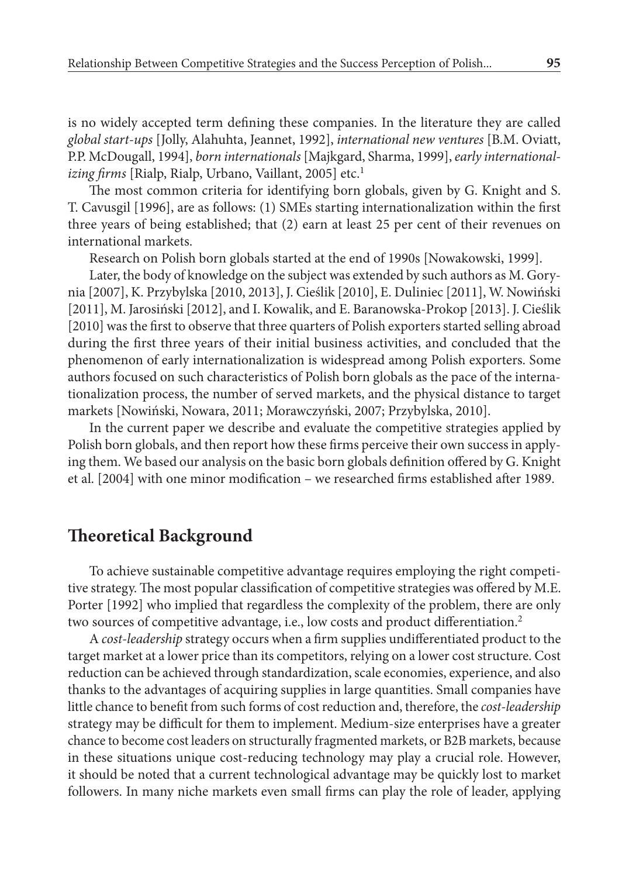is no widely accepted term defining these companies. In the literature they are called *global start-ups* [Jolly, Alahuhta, Jeannet, 1992], *international new ventures* [B.M. Oviatt, P.P. McDougall, 1994], *born internationals* [Majkgard, Sharma, 1999], *early internationalizing firms* [Rialp, Rialp, Urbano, Vaillant, 2005] etc.[1]

The most common criteria for identifying born globals, given by G. Knight and S. T. Cavusgil [1996], are as follows: (1) SMEs starting internationalization within the first three years of being established; that (2) earn at least 25 per cent of their revenues on international markets.

Research on Polish born globals started at the end of 1990s [Nowakowski, 1999].

Later, the body of knowledge on the subject was extended by such authors as M. Gorynia [2007], K. Przybylska [2010, 2013], J. Cieślik [2010], E. Duliniec [2011], W. Nowiński [2011], M. Jarosiński [2012], and I. Kowalik, and E. Baranowska-Prokop [2013]. J. Cieślik [2010] was the first to observe that three quarters of Polish exporters started selling abroad during the first three years of their initial business activities, and concluded that the phenomenon of early internationalization is widespread among Polish exporters. Some authors focused on such characteristics of Polish born globals as the pace of the internationalization process, the number of served markets, and the physical distance to target markets [Nowiński, Nowara, 2011; Morawczyński, 2007; Przybylska, 2010].

In the current paper we describe and evaluate the competitive strategies applied by Polish born globals, and then report how these firms perceive their own success in applying them. We based our analysis on the basic born globals definition offered by G. Knight et al. [2004] with one minor modification – we researched firms established after 1989.

## Theoretical Background

To achieve sustainable competitive advantage requires employing the right competitive strategy. The most popular classification of competitive strategies was offered by M.E. Porter [1992] who implied that regardless the complexity of the problem, there are only two sources of competitive advantage, i.e., low costs and product differentiation.[2]

A *cost-leadership* strategy occurs when a firm supplies undifferentiated product to the target market at a lower price than its competitors, relying on a lower cost structure. Cost reduction can be achieved through standardization, scale economies, experience, and also thanks to the advantages of acquiring supplies in large quantities. Small companies have little chance to benefit from such forms of cost reduction and, therefore, the *cost-leadership* strategy may be difficult for them to implement. Medium-size enterprises have a greater chance to become cost leaders on structurally fragmented markets, or B2B markets, because in these situations unique cost-reducing technology may play a crucial role. However, it should be noted that a current technological advantage may be quickly lost to market followers. In many niche markets even small firms can play the role of leader, applying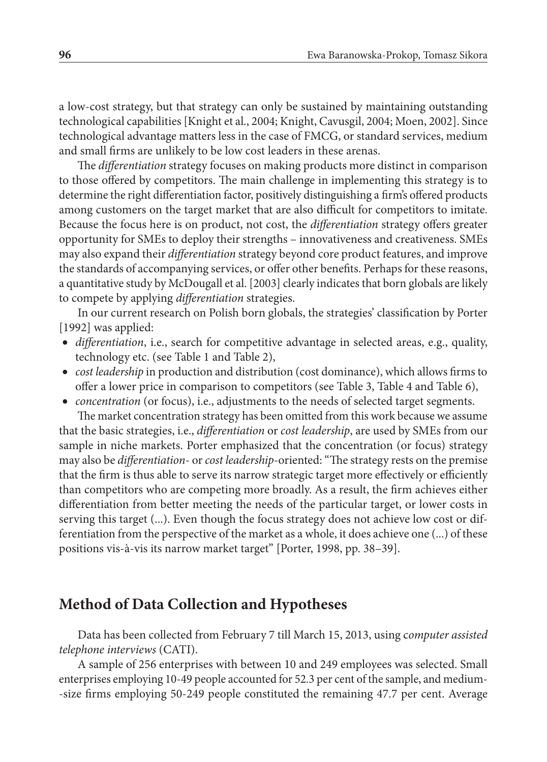a low-cost strategy, but that strategy can only be sustained by maintaining outstanding technological capabilities [Knight et al., 2004; Knight, Cavusgil, 2004; Moen, 2002]. Since technological advantage matters less in the case of FMCG, or standard services, medium and small firms are unlikely to be low cost leaders in these arenas.

The *differentiation* strategy focuses on making products more distinct in comparison to those offered by competitors. The main challenge in implementing this strategy is to determine the right differentiation factor, positively distinguishing a firm's offered products among customers on the target market that are also difficult for competitors to imitate. Because the focus here is on product, not cost, the *differentiation* strategy offers greater opportunity for SMEs to deploy their strengths – innovativeness and creativeness. SMEs may also expand their *differentiation* strategy beyond core product features, and improve the standards of accompanying services, or offer other benefits. Perhaps for these reasons, a quantitative study by McDougall et al. [2003] clearly indicates that born globals are likely to compete by applying *differentiation* strategies.

In our current research on Polish born globals, the strategies' classification by Porter [1992] was applied:

- *differentiation*, i.e., search for competitive advantage in selected areas, e.g., quality, technology etc. (see Table 1 and Table 2),
- *cost leadership* in production and distribution (cost dominance), which allows firms to offer a lower price in comparison to competitors (see Table 3, Table 4 and Table 6),
- *concentration* (or focus), i.e., adjustments to the needs of selected target segments.

The market concentration strategy has been omitted from this work because we assume that the basic strategies, i.e., *differentiation* or *cost leadership*, are used by SMEs from our sample in niche markets. Porter emphasized that the concentration (or focus) strategy may also be *differentiation*- or *cost leadership*-oriented: "The strategy rests on the premise that the firm is thus able to serve its narrow strategic target more effectively or efficiently than competitors who are competing more broadly. As a result, the firm achieves either differentiation from better meeting the needs of the particular target, or lower costs in serving this target (...). Even though the focus strategy does not achieve low cost or differentiation from the perspective of the market as a whole, it does achieve one (...) of these positions vis-à-vis its narrow market target" [Porter, 1998, pp. 38–39].

## Method of Data Collection and Hypotheses

Data has been collected from February 7 till March 15, 2013, using c*omputer assisted telephone interviews* (CATI).

A sample of 256 enterprises with between 10 and 249 employees was selected. Small enterprises employing 10-49 people accounted for 52.3 per cent of the sample, and medium-size firms employing 50-249 people constituted the remaining 47.7 per cent. Average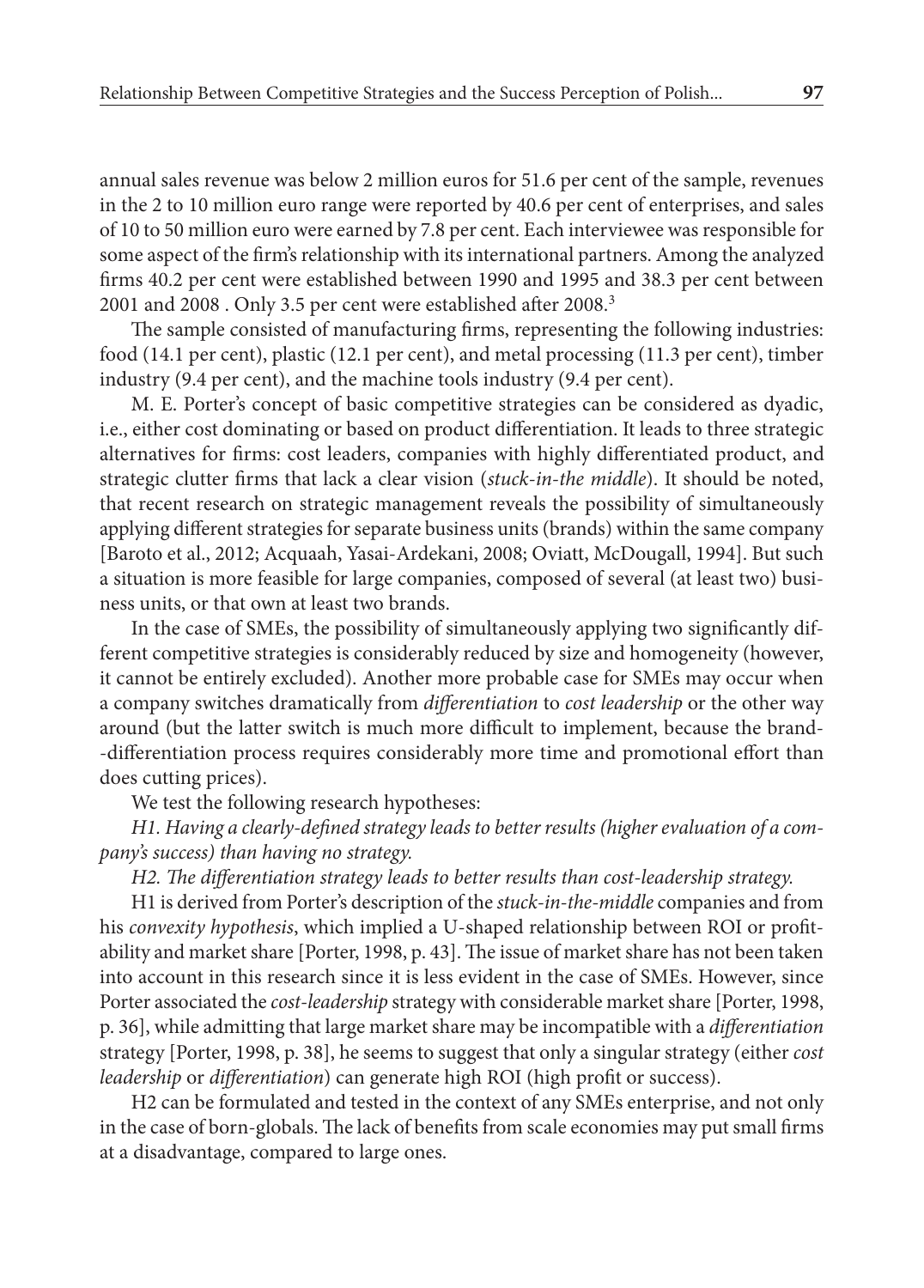annual sales revenue was below 2 million euros for 51.6 per cent of the sample, revenues in the 2 to 10 million euro range were reported by 40.6 per cent of enterprises, and sales of 10 to 50 million euro were earned by 7.8 per cent. Each interviewee was responsible for some aspect of the firm's relationship with its international partners. Among the analyzed firms 40.2 per cent were established between 1990 and 1995 and 38.3 per cent between 2001 and 2008 . Only 3.5 per cent were established after 2008.[3]

The sample consisted of manufacturing firms, representing the following industries: food (14.1 per cent), plastic (12.1 per cent), and metal processing (11.3 per cent), timber industry (9.4 per cent), and the machine tools industry (9.4 per cent).

M. E. Porter's concept of basic competitive strategies can be considered as dyadic, i.e., either cost dominating or based on product differentiation. It leads to three strategic alternatives for firms: cost leaders, companies with highly differentiated product, and strategic clutter firms that lack a clear vision (*stuck-in-the middle*). It should be noted, that recent research on strategic management reveals the possibility of simultaneously applying different strategies for separate business units (brands) within the same company [Baroto et al., 2012; Acquaah, Yasai-Ardekani, 2008; Oviatt, McDougall, 1994]. But such a situation is more feasible for large companies, composed of several (at least two) business units, or that own at least two brands.

In the case of SMEs, the possibility of simultaneously applying two significantly different competitive strategies is considerably reduced by size and homogeneity (however, it cannot be entirely excluded). Another more probable case for SMEs may occur when a company switches dramatically from *differentiation* to *cost leadership* or the other way around (but the latter switch is much more difficult to implement, because the brand-differentiation process requires considerably more time and promotional effort than does cutting prices).

We test the following research hypotheses:

*H1. Having a clearly-defined strategy leads to better results (higher evaluation of a company's success) than having no strategy.*

*H2. The differentiation strategy leads to better results than cost-leadership strategy.*

H1 is derived from Porter's description of the *stuck-in-the-middle* companies and from his *convexity hypothesis*, which implied a U-shaped relationship between ROI or profitability and market share [Porter, 1998, p. 43]. The issue of market share has not been taken into account in this research since it is less evident in the case of SMEs. However, since Porter associated the *cost-leadership* strategy with considerable market share [Porter, 1998, p. 36], while admitting that large market share may be incompatible with a *differentiation* strategy [Porter, 1998, p. 38], he seems to suggest that only a singular strategy (either *cost leadership* or *differentiation*) can generate high ROI (high profit or success).

H2 can be formulated and tested in the context of any SMEs enterprise, and not only in the case of born-globals. The lack of benefits from scale economies may put small firms at a disadvantage, compared to large ones.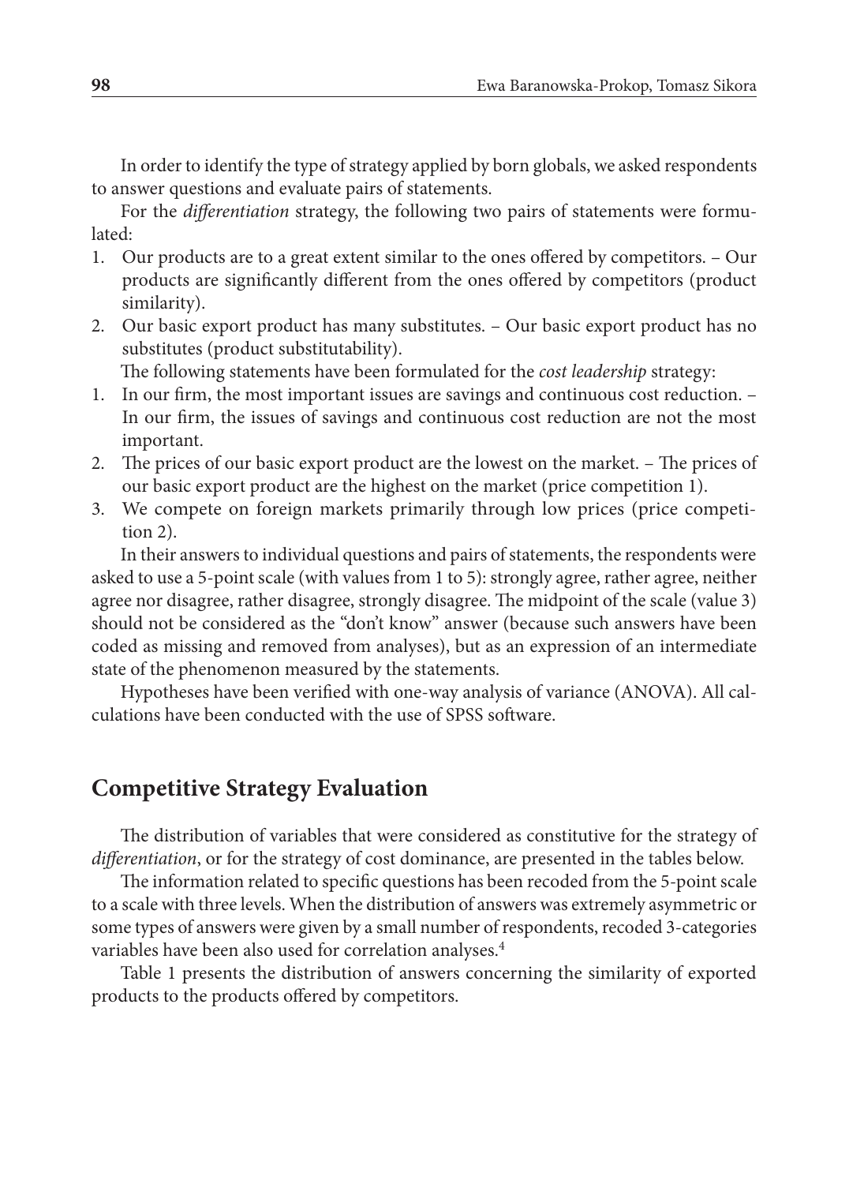In order to identify the type of strategy applied by born globals, we asked respondents to answer questions and evaluate pairs of statements.

For the *differentiation* strategy, the following two pairs of statements were formulated:

1. Our products are to a great extent similar to the ones offered by competitors. – Our products are significantly different from the ones offered by competitors (product similarity).
2. Our basic export product has many substitutes. – Our basic export product has no substitutes (product substitutability).

The following statements have been formulated for the *cost leadership* strategy:

1. In our firm, the most important issues are savings and continuous cost reduction. – In our firm, the issues of savings and continuous cost reduction are not the most important.
2. The prices of our basic export product are the lowest on the market. – The prices of our basic export product are the highest on the market (price competition 1).
3. We compete on foreign markets primarily through low prices (price competition 2).

In their answers to individual questions and pairs of statements, the respondents were asked to use a 5-point scale (with values from 1 to 5): strongly agree, rather agree, neither agree nor disagree, rather disagree, strongly disagree. The midpoint of the scale (value 3) should not be considered as the "don't know" answer (because such answers have been coded as missing and removed from analyses), but as an expression of an intermediate state of the phenomenon measured by the statements.

Hypotheses have been verified with one-way analysis of variance (ANOVA). All calculations have been conducted with the use of SPSS software.

## Competitive Strategy Evaluation

The distribution of variables that were considered as constitutive for the strategy of *differentiation*, or for the strategy of cost dominance, are presented in the tables below.

The information related to specific questions has been recoded from the 5-point scale to a scale with three levels. When the distribution of answers was extremely asymmetric or some types of answers were given by a small number of respondents, recoded 3-categories variables have been also used for correlation analyses.[4]

Table 1 presents the distribution of answers concerning the similarity of exported products to the products offered by competitors.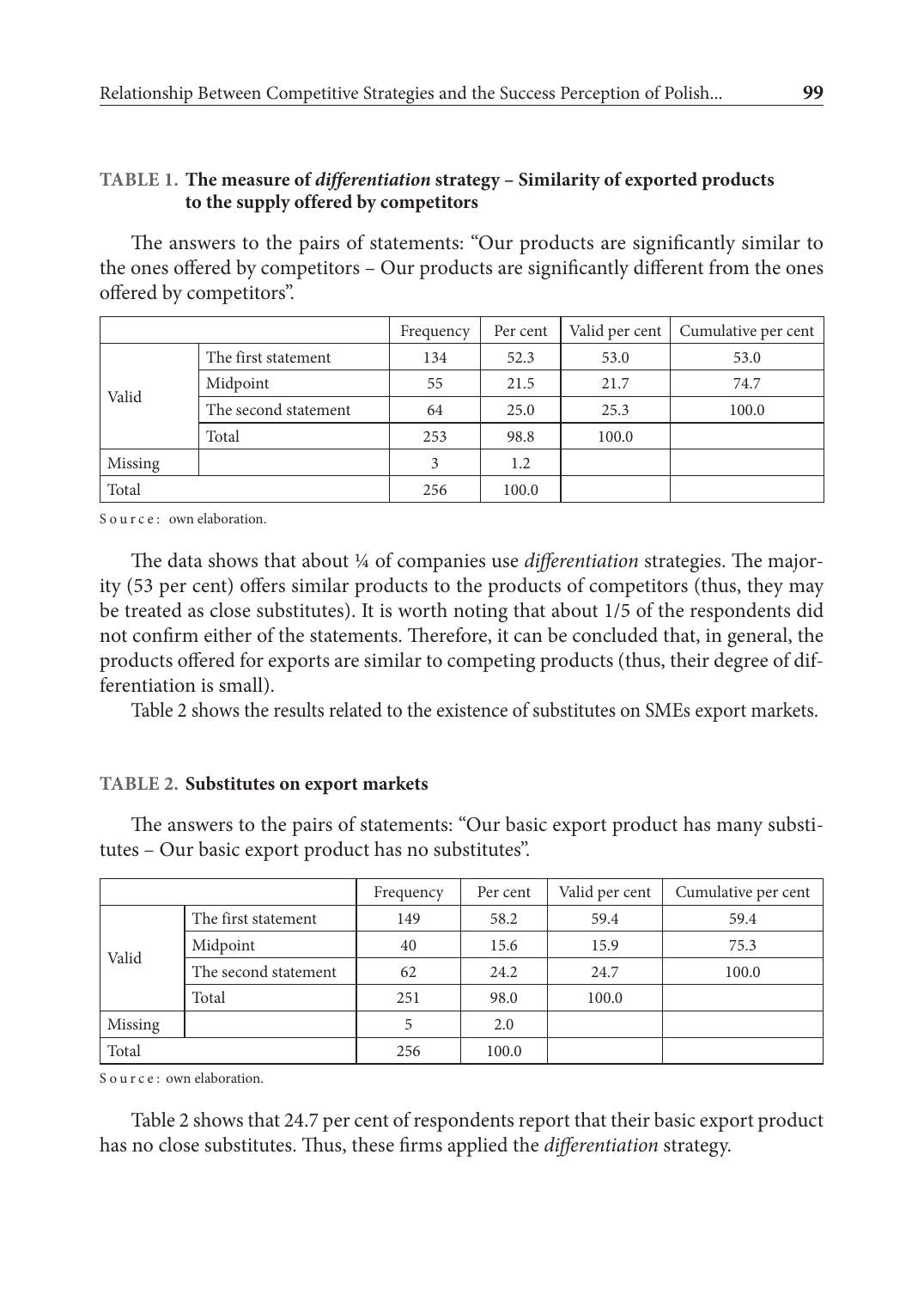**TABLE 1. The measure of *differentiation* strategy – Similarity of exported products to the supply offered by competitors**

The answers to the pairs of statements: "Our products are significantly similar to the ones offered by competitors – Our products are significantly different from the ones offered by competitors".

| | | Frequency | Per cent | Valid per cent | Cumulative per cent |
|---|---|---|---|---|---|
| Valid | The first statement | 134 | 52.3 | 53.0 | 53.0 |
| | Midpoint | 55 | 21.5 | 21.7 | 74.7 |
| | The second statement | 64 | 25.0 | 25.3 | 100.0 |
| | Total | 253 | 98.8 | 100.0 | |
| Missing | | 3 | 1.2 | | |
| Total | | 256 | 100.0 | | |

Source: own elaboration.

The data shows that about ¼ of companies use *differentiation* strategies. The majority (53 per cent) offers similar products to the products of competitors (thus, they may be treated as close substitutes). It is worth noting that about 1/5 of the respondents did not confirm either of the statements. Therefore, it can be concluded that, in general, the products offered for exports are similar to competing products (thus, their degree of differentiation is small).

Table 2 shows the results related to the existence of substitutes on SMEs export markets.

**TABLE 2. Substitutes on export markets**

The answers to the pairs of statements: "Our basic export product has many substitutes – Our basic export product has no substitutes".

| | | Frequency | Per cent | Valid per cent | Cumulative per cent |
|---|---|---|---|---|---|
| Valid | The first statement | 149 | 58.2 | 59.4 | 59.4 |
| | Midpoint | 40 | 15.6 | 15.9 | 75.3 |
| | The second statement | 62 | 24.2 | 24.7 | 100.0 |
| | Total | 251 | 98.0 | 100.0 | |
| Missing | | 5 | 2.0 | | |
| Total | | 256 | 100.0 | | |

Source: own elaboration.

Table 2 shows that 24.7 per cent of respondents report that their basic export product has no close substitutes. Thus, these firms applied the *differentiation* strategy.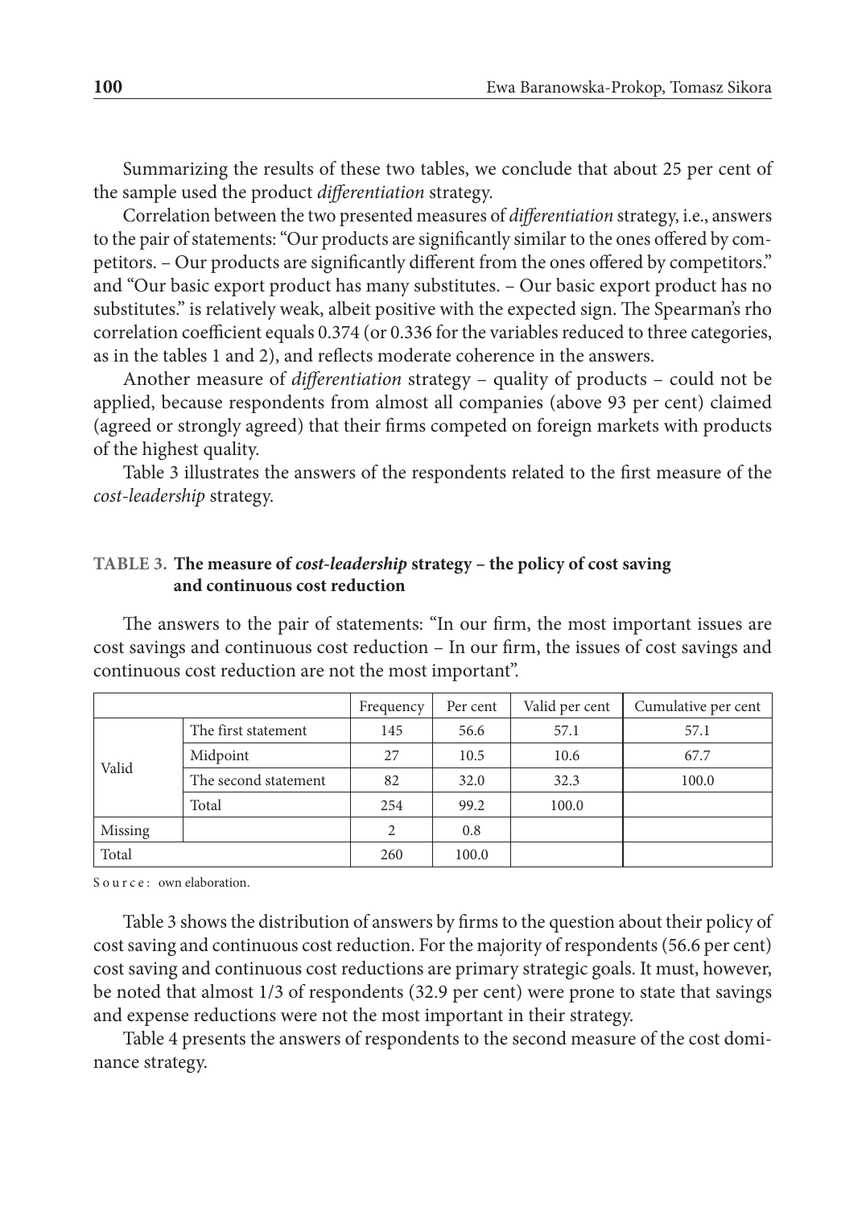Summarizing the results of these two tables, we conclude that about 25 per cent of the sample used the product *differentiation* strategy.

Correlation between the two presented measures of *differentiation* strategy, i.e., answers to the pair of statements: "Our products are significantly similar to the ones offered by competitors. – Our products are significantly different from the ones offered by competitors." and "Our basic export product has many substitutes. – Our basic export product has no substitutes." is relatively weak, albeit positive with the expected sign. The Spearman's rho correlation coefficient equals 0.374 (or 0.336 for the variables reduced to three categories, as in the tables 1 and 2), and reflects moderate coherence in the answers.

Another measure of *differentiation* strategy – quality of products – could not be applied, because respondents from almost all companies (above 93 per cent) claimed (agreed or strongly agreed) that their firms competed on foreign markets with products of the highest quality.

Table 3 illustrates the answers of the respondents related to the first measure of the *cost-leadership* strategy.

**TABLE 3. The measure of *cost-leadership* strategy – the policy of cost saving and continuous cost reduction**

The answers to the pair of statements: "In our firm, the most important issues are cost savings and continuous cost reduction – In our firm, the issues of cost savings and continuous cost reduction are not the most important".

| | | Frequency | Per cent | Valid per cent | Cumulative per cent |
|---|---|---|---|---|---|
| Valid | The first statement | 145 | 56.6 | 57.1 | 57.1 |
| | Midpoint | 27 | 10.5 | 10.6 | 67.7 |
| | The second statement | 82 | 32.0 | 32.3 | 100.0 |
| | Total | 254 | 99.2 | 100.0 | |
| Missing | | 2 | 0.8 | | |
| Total | | 260 | 100.0 | | |

Source: own elaboration.

Table 3 shows the distribution of answers by firms to the question about their policy of cost saving and continuous cost reduction. For the majority of respondents (56.6 per cent) cost saving and continuous cost reductions are primary strategic goals. It must, however, be noted that almost 1/3 of respondents (32.9 per cent) were prone to state that savings and expense reductions were not the most important in their strategy.

Table 4 presents the answers of respondents to the second measure of the cost dominance strategy.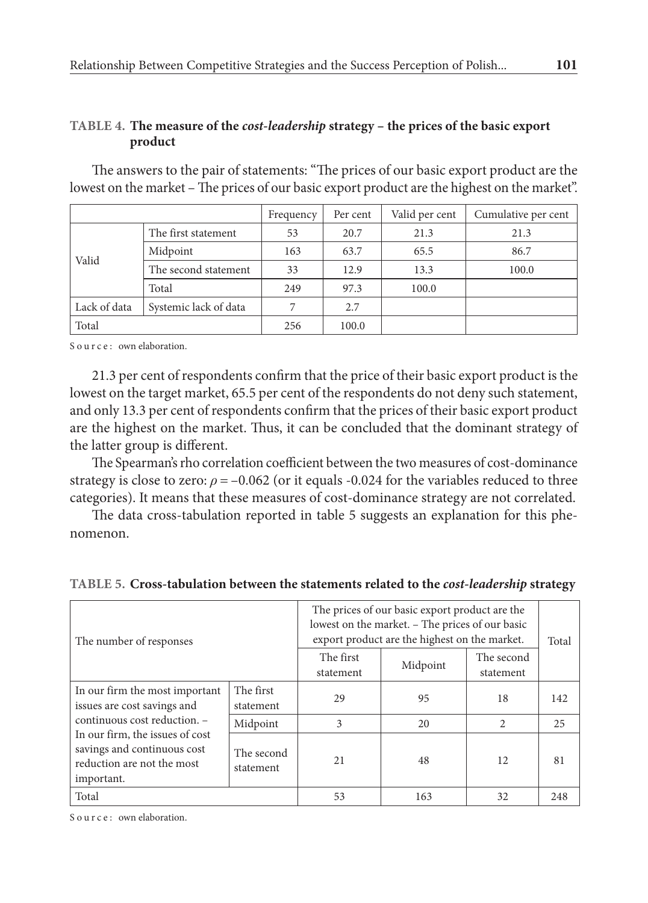**TABLE 4. The measure of the *cost-leadership* strategy – the prices of the basic export product**

The answers to the pair of statements: "The prices of our basic export product are the lowest on the market – The prices of our basic export product are the highest on the market".

| | | Frequency | Per cent | Valid per cent | Cumulative per cent |
|---|---|---|---|---|---|
| Valid | The first statement | 53 | 20.7 | 21.3 | 21.3 |
| | Midpoint | 163 | 63.7 | 65.5 | 86.7 |
| | The second statement | 33 | 12.9 | 13.3 | 100.0 |
| | Total | 249 | 97.3 | 100.0 | |
| Lack of data | Systemic lack of data | 7 | 2.7 | | |
| Total | | 256 | 100.0 | | |

Source: own elaboration.

21.3 per cent of respondents confirm that the price of their basic export product is the lowest on the target market, 65.5 per cent of the respondents do not deny such statement, and only 13.3 per cent of respondents confirm that the prices of their basic export product are the highest on the market. Thus, it can be concluded that the dominant strategy of the latter group is different.

The Spearman's rho correlation coefficient between the two measures of cost-dominance strategy is close to zero: $\rho = -0.062$ (or it equals -0.024 for the variables reduced to three categories). It means that these measures of cost-dominance strategy are not correlated.

The data cross-tabulation reported in table 5 suggests an explanation for this phenomenon.

**TABLE 5. Cross-tabulation between the statements related to the *cost-leadership* strategy**

| The number of responses | | The prices of our basic export product are the lowest on the market. – The prices of our basic export product are the highest on the market. | | | Total |
|---|---|---|---|---|---|
| | | The first statement | Midpoint | The second statement | |
| In our firm the most important issues are cost savings and continuous cost reduction. – In our firm, the issues of cost savings and continuous cost reduction are not the most important. | The first statement | 29 | 95 | 18 | 142 |
| | Midpoint | 3 | 20 | 2 | 25 |
| | The second statement | 21 | 48 | 12 | 81 |
| Total | | 53 | 163 | 32 | 248 |

Source: own elaboration.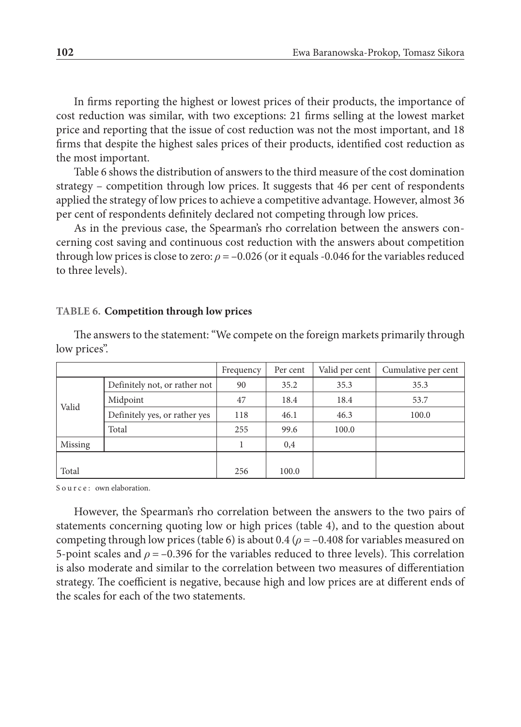In firms reporting the highest or lowest prices of their products, the importance of cost reduction was similar, with two exceptions: 21 firms selling at the lowest market price and reporting that the issue of cost reduction was not the most important, and 18 firms that despite the highest sales prices of their products, identified cost reduction as the most important.

Table 6 shows the distribution of answers to the third measure of the cost domination strategy – competition through low prices. It suggests that 46 per cent of respondents applied the strategy of low prices to achieve a competitive advantage. However, almost 36 per cent of respondents definitely declared not competing through low prices.

As in the previous case, the Spearman's rho correlation between the answers concerning cost saving and continuous cost reduction with the answers about competition through low prices is close to zero: $\rho = -0.026$ (or it equals -0.046 for the variables reduced to three levels).

**TABLE 6. Competition through low prices**

The answers to the statement: "We compete on the foreign markets primarily through low prices".

| | | Frequency | Per cent | Valid per cent | Cumulative per cent |
|---|---|---|---|---|---|
| Valid | Definitely not, or rather not | 90 | 35.2 | 35.3 | 35.3 |
| | Midpoint | 47 | 18.4 | 18.4 | 53.7 |
| | Definitely yes, or rather yes | 118 | 46.1 | 46.3 | 100.0 |
| | Total | 255 | 99.6 | 100.0 | |
| Missing | | 1 | 0,4 | | |
| Total | | 256 | 100.0 | | |

Source: own elaboration.

However, the Spearman's rho correlation between the answers to the two pairs of statements concerning quoting low or high prices (table 4), and to the question about competing through low prices (table 6) is about 0.4 ($\rho = -0.408$ for variables measured on 5-point scales and $\rho = -0.396$ for the variables reduced to three levels). This correlation is also moderate and similar to the correlation between two measures of differentiation strategy. The coefficient is negative, because high and low prices are at different ends of the scales for each of the two statements.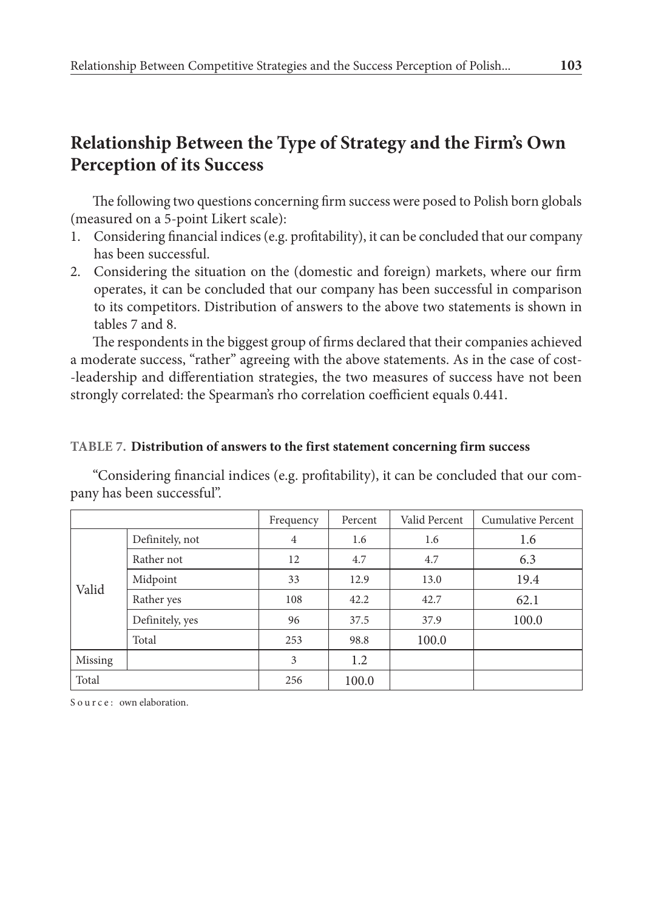## Relationship Between the Type of Strategy and the Firm's Own Perception of its Success

The following two questions concerning firm success were posed to Polish born globals (measured on a 5-point Likert scale):

1. Considering financial indices (e.g. profitability), it can be concluded that our company has been successful.
2. Considering the situation on the (domestic and foreign) markets, where our firm operates, it can be concluded that our company has been successful in comparison to its competitors. Distribution of answers to the above two statements is shown in tables 7 and 8.

The respondents in the biggest group of firms declared that their companies achieved a moderate success, "rather" agreeing with the above statements. As in the case of cost-leadership and differentiation strategies, the two measures of success have not been strongly correlated: the Spearman's rho correlation coefficient equals 0.441.

**TABLE 7. Distribution of answers to the first statement concerning firm success**

"Considering financial indices (e.g. profitability), it can be concluded that our company has been successful".

| | | Frequency | Percent | Valid Percent | Cumulative Percent |
|---|---|---|---|---|---|
| Valid | Definitely, not | 4 | 1.6 | 1.6 | 1.6 |
| | Rather not | 12 | 4.7 | 4.7 | 6.3 |
| | Midpoint | 33 | 12.9 | 13.0 | 19.4 |
| | Rather yes | 108 | 42.2 | 42.7 | 62.1 |
| | Definitely, yes | 96 | 37.5 | 37.9 | 100.0 |
| | Total | 253 | 98.8 | 100.0 | |
| Missing | | 3 | 1.2 | | |
| Total | | 256 | 100.0 | | |

Source: own elaboration.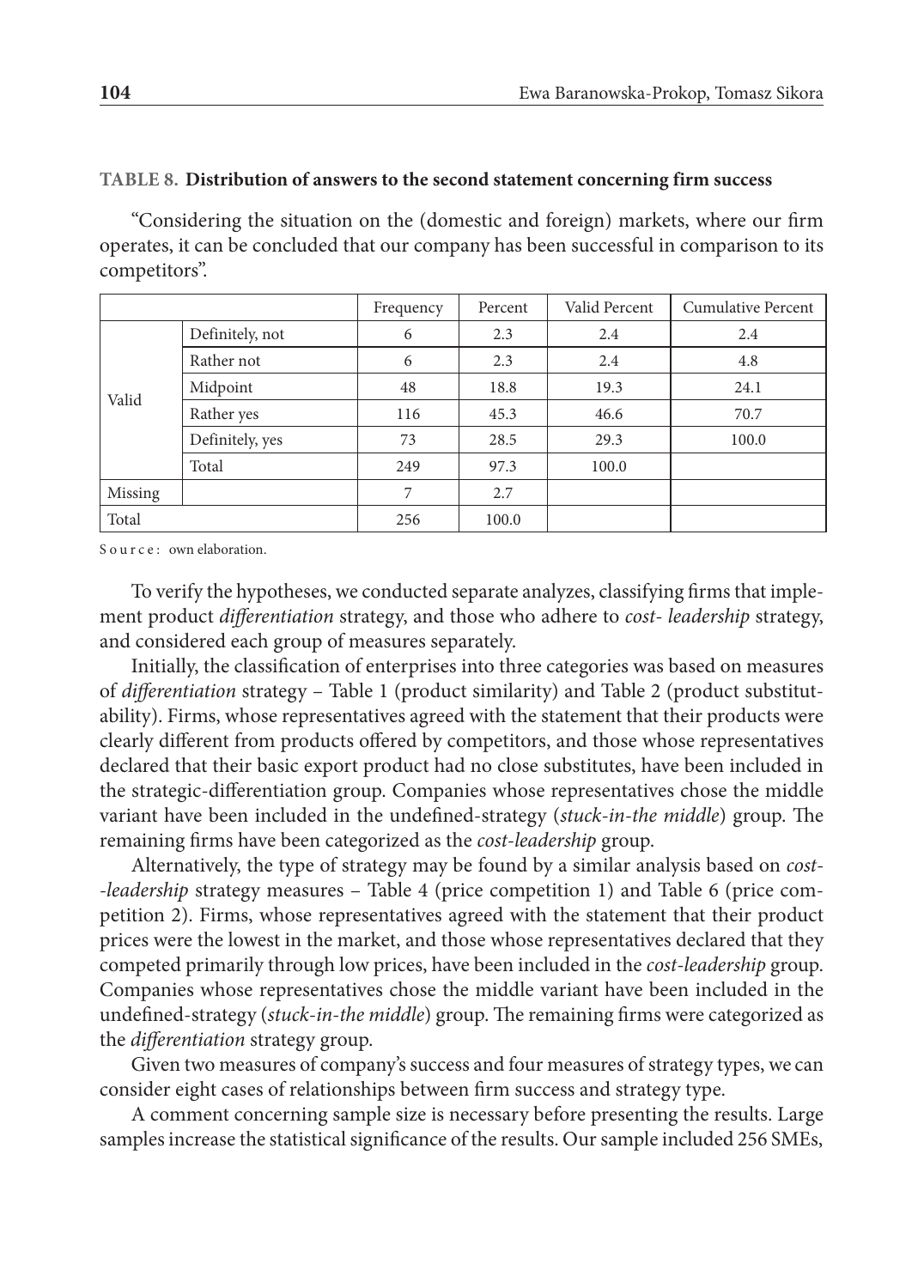**TABLE 8. Distribution of answers to the second statement concerning firm success**

"Considering the situation on the (domestic and foreign) markets, where our firm operates, it can be concluded that our company has been successful in comparison to its competitors".

| | | Frequency | Percent | Valid Percent | Cumulative Percent |
|---|---|---|---|---|---|
| Valid | Definitely, not | 6 | 2.3 | 2.4 | 2.4 |
| | Rather not | 6 | 2.3 | 2.4 | 4.8 |
| | Midpoint | 48 | 18.8 | 19.3 | 24.1 |
| | Rather yes | 116 | 45.3 | 46.6 | 70.7 |
| | Definitely, yes | 73 | 28.5 | 29.3 | 100.0 |
| | Total | 249 | 97.3 | 100.0 | |
| Missing | | 7 | 2.7 | | |
| Total | | 256 | 100.0 | | |

Source: own elaboration.

To verify the hypotheses, we conducted separate analyzes, classifying firms that implement product *differentiation* strategy, and those who adhere to *cost- leadership* strategy, and considered each group of measures separately.

Initially, the classification of enterprises into three categories was based on measures of *differentiation* strategy – Table 1 (product similarity) and Table 2 (product substitutability). Firms, whose representatives agreed with the statement that their products were clearly different from products offered by competitors, and those whose representatives declared that their basic export product had no close substitutes, have been included in the strategic-differentiation group. Companies whose representatives chose the middle variant have been included in the undefined-strategy (*stuck-in-the middle*) group. The remaining firms have been categorized as the *cost-leadership* group.

Alternatively, the type of strategy may be found by a similar analysis based on *cost--leadership* strategy measures – Table 4 (price competition 1) and Table 6 (price competition 2). Firms, whose representatives agreed with the statement that their product prices were the lowest in the market, and those whose representatives declared that they competed primarily through low prices, have been included in the *cost-leadership* group. Companies whose representatives chose the middle variant have been included in the undefined-strategy (*stuck-in-the middle*) group. The remaining firms were categorized as the *differentiation* strategy group.

Given two measures of company's success and four measures of strategy types, we can consider eight cases of relationships between firm success and strategy type.

A comment concerning sample size is necessary before presenting the results. Large samples increase the statistical significance of the results. Our sample included 256 SMEs,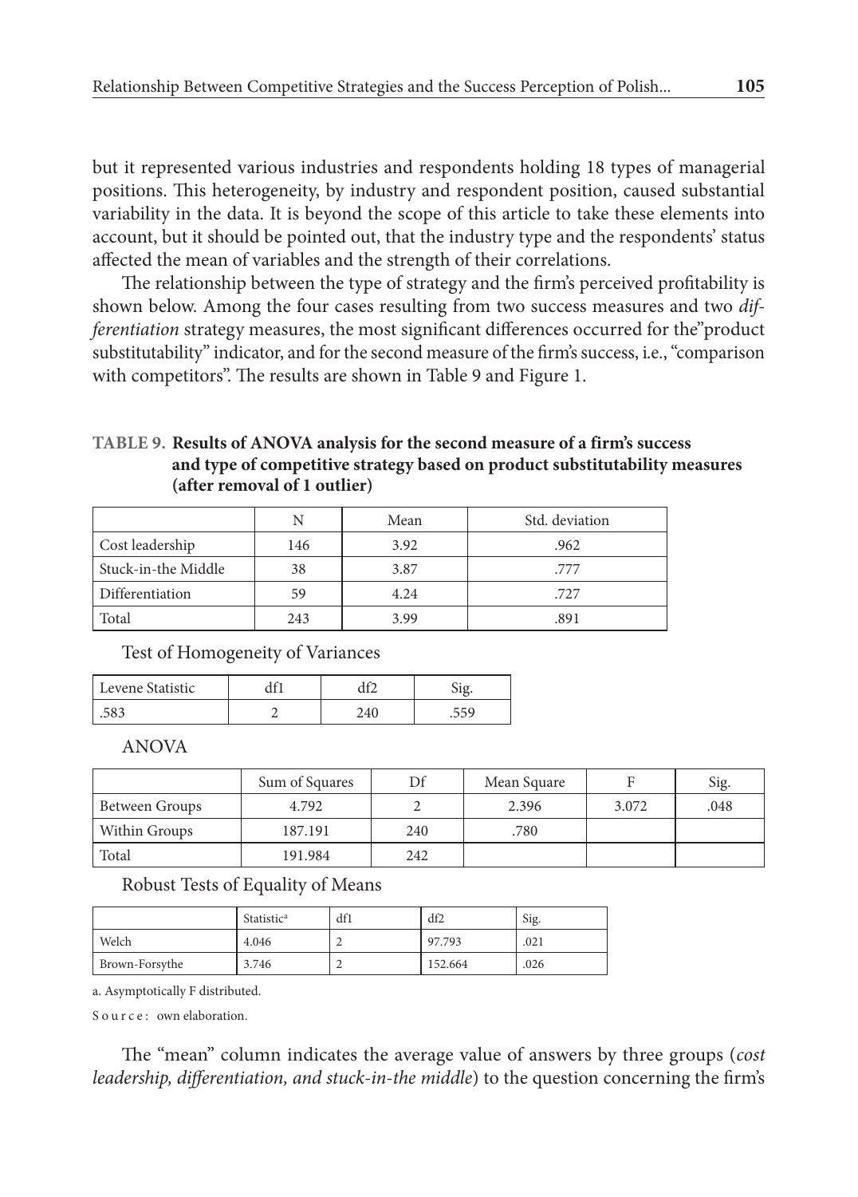but it represented various industries and respondents holding 18 types of managerial positions. This heterogeneity, by industry and respondent position, caused substantial variability in the data. It is beyond the scope of this article to take these elements into account, but it should be pointed out, that the industry type and the respondents' status affected the mean of variables and the strength of their correlations.

The relationship between the type of strategy and the firm's perceived profitability is shown below. Among the four cases resulting from two success measures and two *differentiation* strategy measures, the most significant differences occurred for the"product substitutability" indicator, and for the second measure of the firm's success, i.e., "comparison with competitors". The results are shown in Table 9 and Figure 1.

**TABLE 9. Results of ANOVA analysis for the second measure of a firm's success and type of competitive strategy based on product substitutability measures (after removal of 1 outlier)**

| | N | Mean | Std. deviation |
|---|---|---|---|
| Cost leadership | 146 | 3.92 | .962 |
| Stuck-in-the Middle | 38 | 3.87 | .777 |
| Differentiation | 59 | 4.24 | .727 |
| Total | 243 | 3.99 | .891 |

Test of Homogeneity of Variances

| Levene Statistic | df1 | df2 | Sig. |
|---|---|---|---|
| .583 | 2 | 240 | .559 |

ANOVA

| | Sum of Squares | Df | Mean Square | F | Sig. |
|---|---|---|---|---|---|
| Between Groups | 4.792 | 2 | 2.396 | 3.072 | .048 |
| Within Groups | 187.191 | 240 | .780 | | |
| Total | 191.984 | 242 | | | |

Robust Tests of Equality of Means

| | Statistic[a] | df1 | df2 | Sig. |
|---|---|---|---|---|
| Welch | 4.046 | 2 | 97.793 | .021 |
| Brown-Forsythe | 3.746 | 2 | 152.664 | .026 |

a. Asymptotically F distributed.

Source: own elaboration.

The "mean" column indicates the average value of answers by three groups (*cost leadership, differentiation, and stuck-in-the middle*) to the question concerning the firm's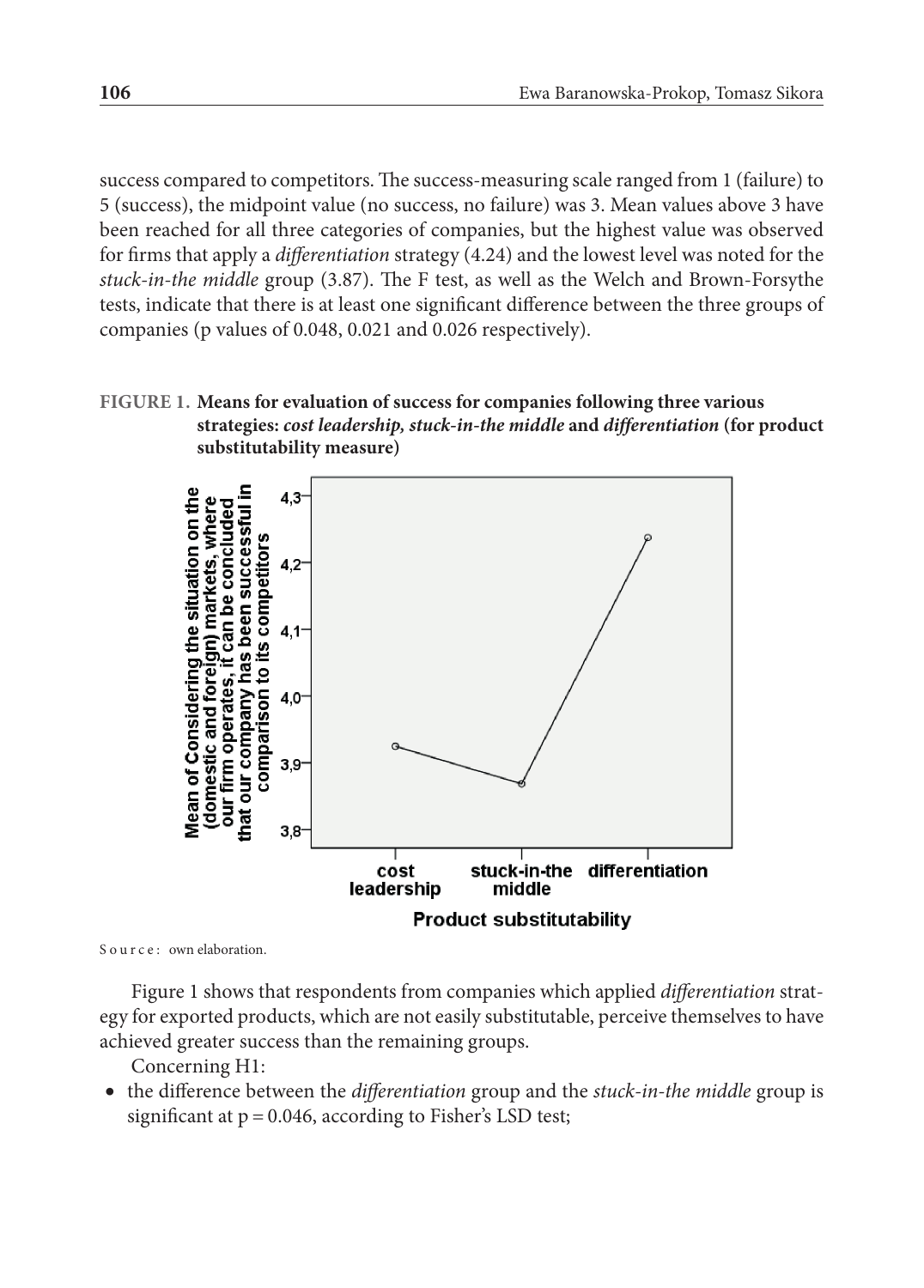success compared to competitors. The success-measuring scale ranged from 1 (failure) to 5 (success), the midpoint value (no success, no failure) was 3. Mean values above 3 have been reached for all three categories of companies, but the highest value was observed for firms that apply a *differentiation* strategy (4.24) and the lowest level was noted for the *stuck-in-the middle* group (3.87). The F test, as well as the Welch and Brown-Forsythe tests, indicate that there is at least one significant difference between the three groups of companies (p values of 0.048, 0.021 and 0.026 respectively).

**FIGURE 1. Means for evaluation of success for companies following three various strategies: *cost leadership, stuck-in-the middle* and *differentiation* (for product substitutability measure)**

Source: own elaboration.

Figure 1 shows that respondents from companies which applied *differentiation* strategy for exported products, which are not easily substitutable, perceive themselves to have achieved greater success than the remaining groups.

Concerning H1:

- the difference between the *differentiation* group and the *stuck-in-the middle* group is significant at $p = 0.046$, according to Fisher's LSD test;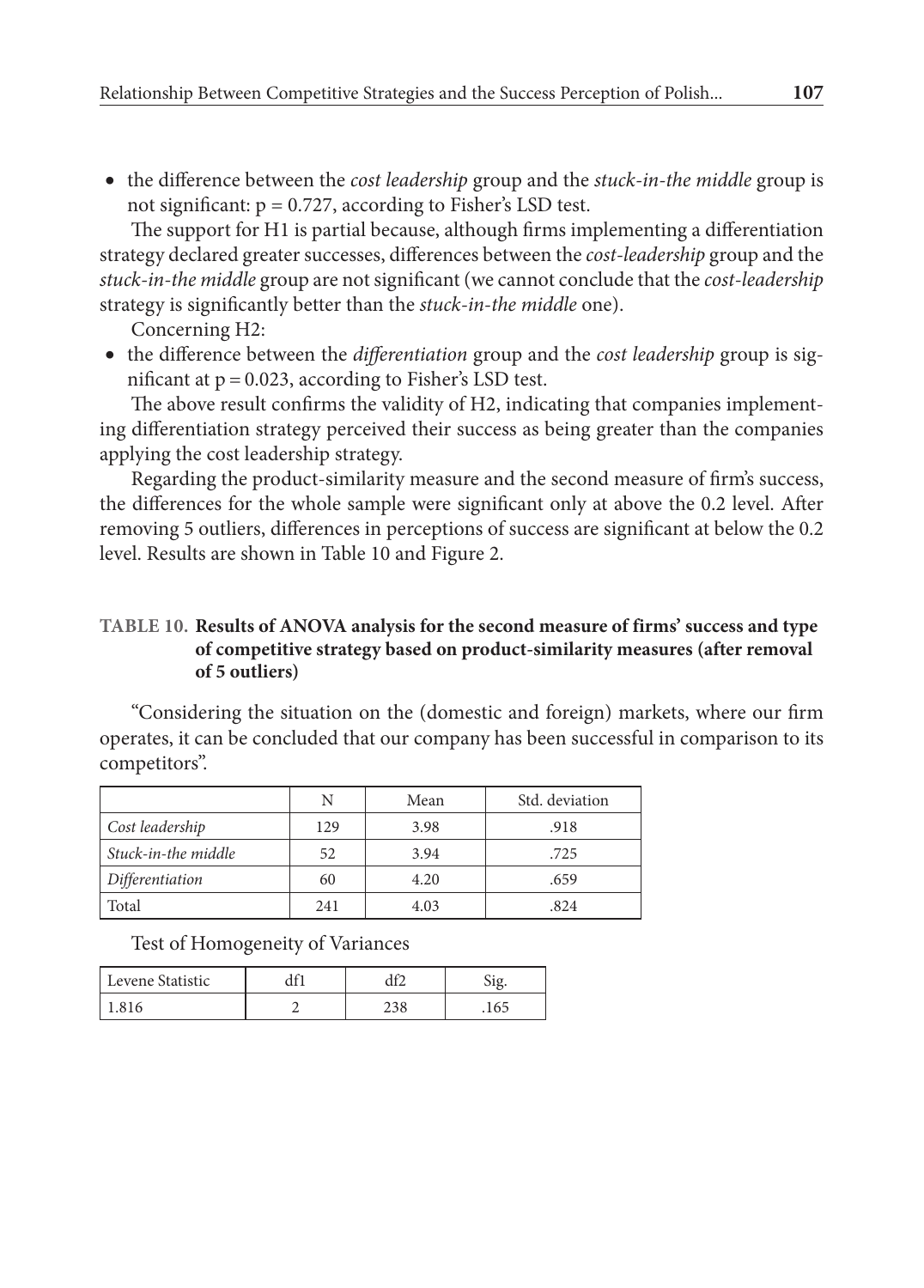- the difference between the *cost leadership* group and the *stuck-in-the middle* group is not significant: $p = 0.727$, according to Fisher's LSD test.

The support for H1 is partial because, although firms implementing a differentiation strategy declared greater successes, differences between the *cost-leadership* group and the *stuck-in-the middle* group are not significant (we cannot conclude that the *cost-leadership* strategy is significantly better than the *stuck-in-the middle* one).

Concerning H2:

- the difference between the *differentiation* group and the *cost leadership* group is significant at $p = 0.023$, according to Fisher's LSD test.

The above result confirms the validity of H2, indicating that companies implementing differentiation strategy perceived their success as being greater than the companies applying the cost leadership strategy.

Regarding the product-similarity measure and the second measure of firm's success, the differences for the whole sample were significant only at above the 0.2 level. After removing 5 outliers, differences in perceptions of success are significant at below the 0.2 level. Results are shown in Table 10 and Figure 2.

**TABLE 10. Results of ANOVA analysis for the second measure of firms' success and type of competitive strategy based on product-similarity measures (after removal of 5 outliers)**

"Considering the situation on the (domestic and foreign) markets, where our firm operates, it can be concluded that our company has been successful in comparison to its competitors".

| | N | Mean | Std. deviation |
|---|---|---|---|
| *Cost leadership* | 129 | 3.98 | .918 |
| *Stuck-in-the middle* | 52 | 3.94 | .725 |
| *Differentiation* | 60 | 4.20 | .659 |
| Total | 241 | 4.03 | .824 |

Test of Homogeneity of Variances

| Levene Statistic | df1 | df2 | Sig. |
|---|---|---|---|
| 1.816 | 2 | 238 | .165 |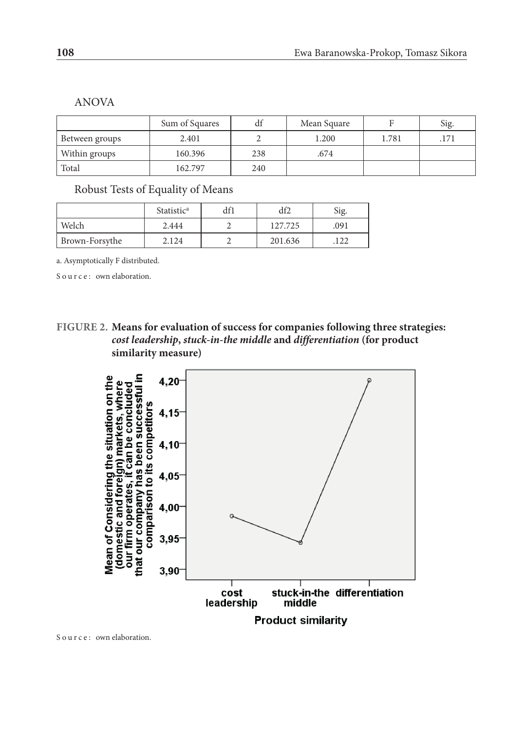ANOVA

| | Sum of Squares | df | Mean Square | F | Sig. |
|---|---|---|---|---|---|
| Between groups | 2.401 | 2 | 1.200 | 1.781 | .171 |
| Within groups | 160.396 | 238 | .674 | | |
| Total | 162.797 | 240 | | | |

Robust Tests of Equality of Means

| | Statistic[a] | df1 | df2 | Sig. |
|---|---|---|---|---|
| Welch | 2.444 | 2 | 127.725 | .091 |
| Brown-Forsythe | 2.124 | 2 | 201.636 | .122 |

a. Asymptotically F distributed.

Source: own elaboration.

**FIGURE 2. Means for evaluation of success for companies following three strategies: *cost leadership*, *stuck-in-the middle* and *differentiation* (for product similarity measure)**

Source: own elaboration.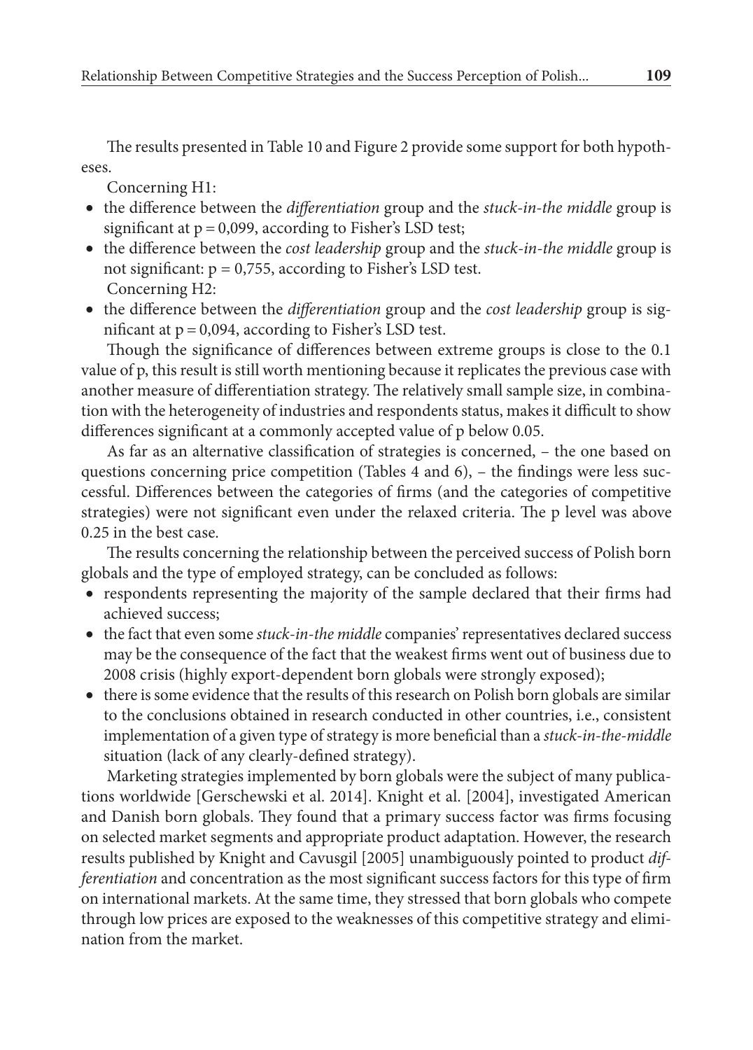The results presented in Table 10 and Figure 2 provide some support for both hypotheses.

Concerning H1:

- the difference between the *differentiation* group and the *stuck-in-the middle* group is significant at $p = 0{,}099$, according to Fisher's LSD test;
- the difference between the *cost leadership* group and the *stuck-in-the middle* group is not significant: $p = 0{,}755$, according to Fisher's LSD test.

Concerning H2:

- the difference between the *differentiation* group and the *cost leadership* group is significant at $p = 0{,}094$, according to Fisher's LSD test.

Though the significance of differences between extreme groups is close to the 0.1 value of p, this result is still worth mentioning because it replicates the previous case with another measure of differentiation strategy. The relatively small sample size, in combination with the heterogeneity of industries and respondents status, makes it difficult to show differences significant at a commonly accepted value of p below 0.05.

As far as an alternative classification of strategies is concerned, – the one based on questions concerning price competition (Tables 4 and 6), – the findings were less successful. Differences between the categories of firms (and the categories of competitive strategies) were not significant even under the relaxed criteria. The p level was above 0.25 in the best case.

The results concerning the relationship between the perceived success of Polish born globals and the type of employed strategy, can be concluded as follows:

- respondents representing the majority of the sample declared that their firms had achieved success;
- the fact that even some *stuck-in-the middle* companies' representatives declared success may be the consequence of the fact that the weakest firms went out of business due to 2008 crisis (highly export-dependent born globals were strongly exposed);
- there is some evidence that the results of this research on Polish born globals are similar to the conclusions obtained in research conducted in other countries, i.e., consistent implementation of a given type of strategy is more beneficial than a *stuck-in-the-middle* situation (lack of any clearly-defined strategy).

Marketing strategies implemented by born globals were the subject of many publications worldwide [Gerschewski et al. 2014]. Knight et al. [2004], investigated American and Danish born globals. They found that a primary success factor was firms focusing on selected market segments and appropriate product adaptation. However, the research results published by Knight and Cavusgil [2005] unambiguously pointed to product *differentiation* and concentration as the most significant success factors for this type of firm on international markets. At the same time, they stressed that born globals who compete through low prices are exposed to the weaknesses of this competitive strategy and elimination from the market.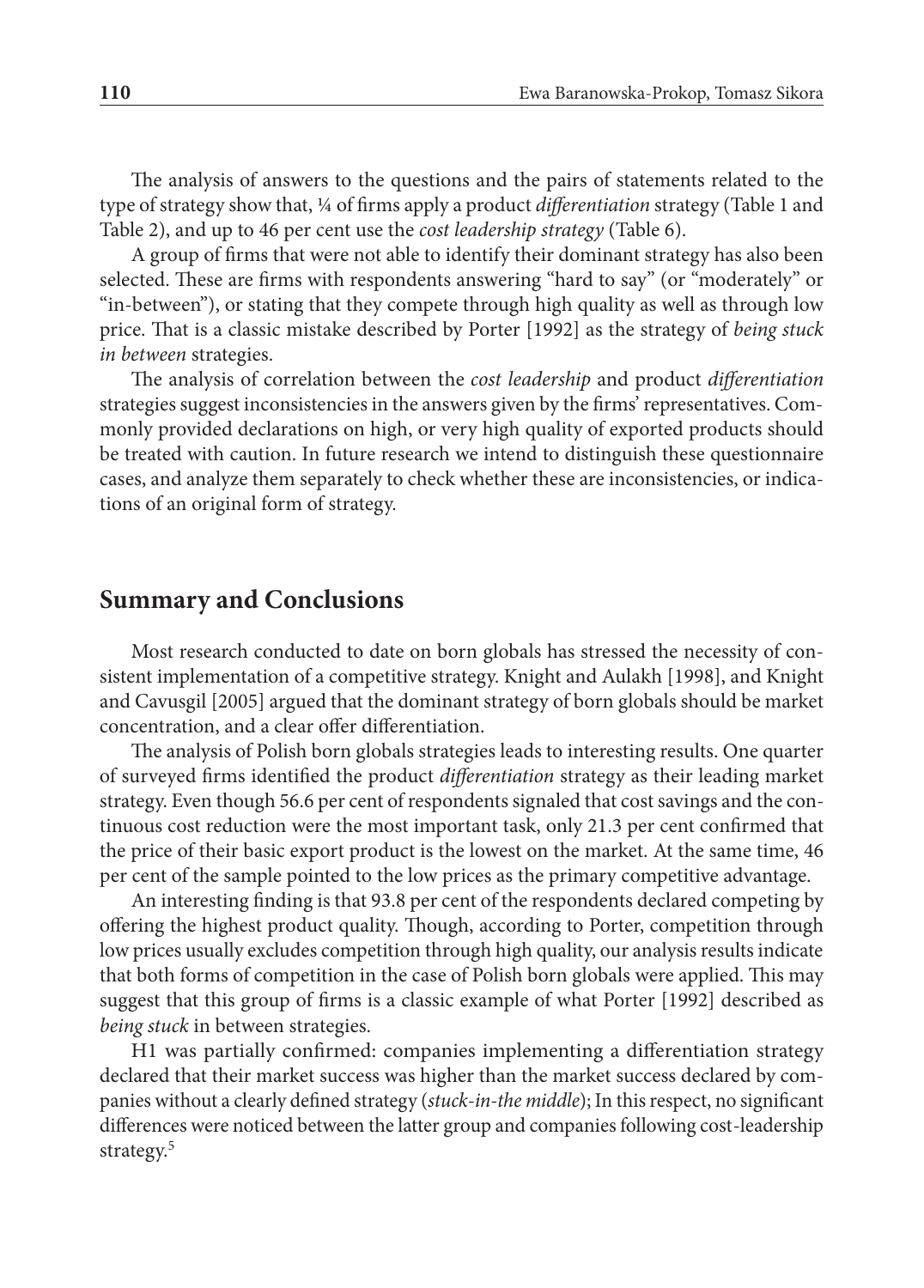The analysis of answers to the questions and the pairs of statements related to the type of strategy show that, ¼ of firms apply a product *differentiation* strategy (Table 1 and Table 2), and up to 46 per cent use the *cost leadership strategy* (Table 6).

A group of firms that were not able to identify their dominant strategy has also been selected. These are firms with respondents answering "hard to say" (or "moderately" or "in-between"), or stating that they compete through high quality as well as through low price. That is a classic mistake described by Porter [1992] as the strategy of *being stuck in between* strategies.

The analysis of correlation between the *cost leadership* and product *differentiation* strategies suggest inconsistencies in the answers given by the firms' representatives. Commonly provided declarations on high, or very high quality of exported products should be treated with caution. In future research we intend to distinguish these questionnaire cases, and analyze them separately to check whether these are inconsistencies, or indications of an original form of strategy.

## Summary and Conclusions

Most research conducted to date on born globals has stressed the necessity of consistent implementation of a competitive strategy. Knight and Aulakh [1998], and Knight and Cavusgil [2005] argued that the dominant strategy of born globals should be market concentration, and a clear offer differentiation.

The analysis of Polish born globals strategies leads to interesting results. One quarter of surveyed firms identified the product *differentiation* strategy as their leading market strategy. Even though 56.6 per cent of respondents signaled that cost savings and the continuous cost reduction were the most important task, only 21.3 per cent confirmed that the price of their basic export product is the lowest on the market. At the same time, 46 per cent of the sample pointed to the low prices as the primary competitive advantage.

An interesting finding is that 93.8 per cent of the respondents declared competing by offering the highest product quality. Though, according to Porter, competition through low prices usually excludes competition through high quality, our analysis results indicate that both forms of competition in the case of Polish born globals were applied. This may suggest that this group of firms is a classic example of what Porter [1992] described as *being stuck* in between strategies.

H1 was partially confirmed: companies implementing a differentiation strategy declared that their market success was higher than the market success declared by companies without a clearly defined strategy (*stuck-in-the middle*); In this respect, no significant differences were noticed between the latter group and companies following cost-leadership strategy.[5]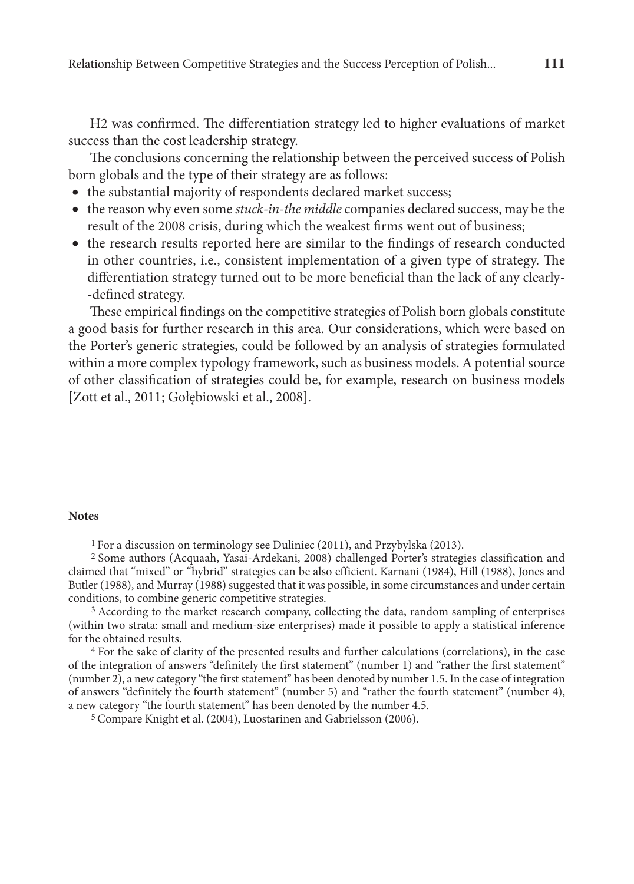H2 was confirmed. The differentiation strategy led to higher evaluations of market success than the cost leadership strategy.

The conclusions concerning the relationship between the perceived success of Polish born globals and the type of their strategy are as follows:

- the substantial majority of respondents declared market success;
- the reason why even some *stuck-in-the middle* companies declared success, may be the result of the 2008 crisis, during which the weakest firms went out of business;
- the research results reported here are similar to the findings of research conducted in other countries, i.e., consistent implementation of a given type of strategy. The differentiation strategy turned out to be more beneficial than the lack of any clearly-defined strategy.

These empirical findings on the competitive strategies of Polish born globals constitute a good basis for further research in this area. Our considerations, which were based on the Porter's generic strategies, could be followed by an analysis of strategies formulated within a more complex typology framework, such as business models. A potential source of other classification of strategies could be, for example, research on business models [Zott et al., 2011; Gołębiowski et al., 2008].

**Notes**

[1] For a discussion on terminology see Duliniec (2011), and Przybylska (2013).

[2] Some authors (Acquaah, Yasai-Ardekani, 2008) challenged Porter's strategies classification and claimed that "mixed" or "hybrid" strategies can be also efficient. Karnani (1984), Hill (1988), Jones and Butler (1988), and Murray (1988) suggested that it was possible, in some circumstances and under certain conditions, to combine generic competitive strategies.

[3] According to the market research company, collecting the data, random sampling of enterprises (within two strata: small and medium-size enterprises) made it possible to apply a statistical inference for the obtained results.

[4] For the sake of clarity of the presented results and further calculations (correlations), in the case of the integration of answers "definitely the first statement" (number 1) and "rather the first statement" (number 2), a new category "the first statement" has been denoted by number 1.5. In the case of integration of answers "definitely the fourth statement" (number 5) and "rather the fourth statement" (number 4), a new category "the fourth statement" has been denoted by the number 4.5.

[5] Compare Knight et al. (2004), Luostarinen and Gabrielsson (2006).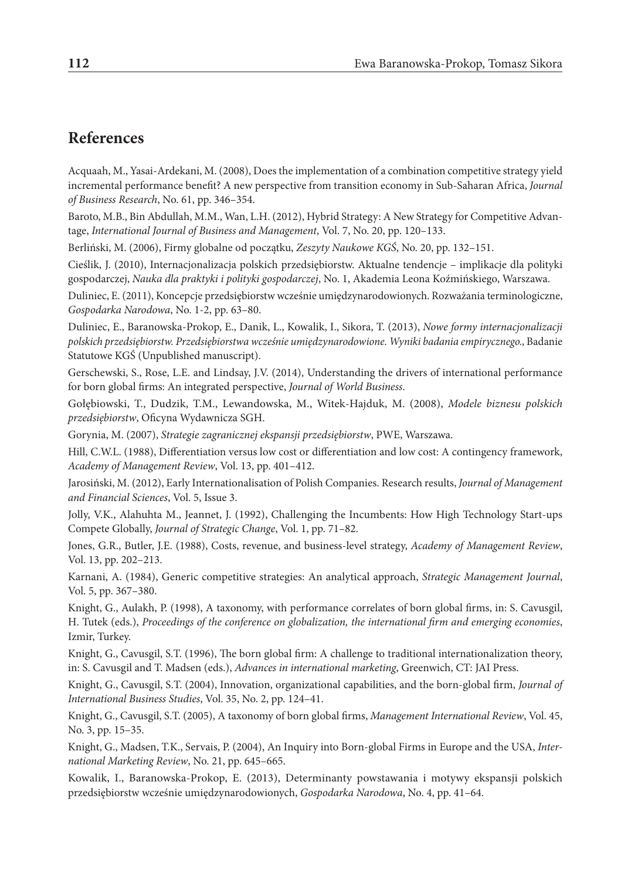## References

Acquaah, M., Yasai-Ardekani, M. (2008), Does the implementation of a combination competitive strategy yield incremental performance benefit? A new perspective from transition economy in Sub-Saharan Africa, *Journal of Business Research*, No. 61, pp. 346–354.

Baroto, M.B., Bin Abdullah, M.M., Wan, L.H. (2012), Hybrid Strategy: A New Strategy for Competitive Advantage, *International Journal of Business and Management*, Vol. 7, No. 20, pp. 120–133.

Berliński, M. (2006), Firmy globalne od początku, *Zeszyty Naukowe KGŚ*, No. 20, pp. 132–151.

Cieślik, J. (2010), Internacjonalizacja polskich przedsiębiorstw. Aktualne tendencje – implikacje dla polityki gospodarczej, *Nauka dla praktyki i polityki gospodarczej*, No. 1, Akademia Leona Koźmińskiego, Warszawa.

Duliniec, E. (2011), Koncepcje przedsiębiorstw wcześnie umiędzynarodowionych. Rozważania terminologiczne, *Gospodarka Narodowa*, No. 1-2, pp. 63–80.

Duliniec, E., Baranowska-Prokop, E., Danik, L., Kowalik, I., Sikora, T. (2013), *Nowe formy internacjonalizacji polskich przedsiębiorstw. Przedsiębiorstwa wcześnie umiędzynarodowione. Wyniki badania empirycznego.*, Badanie Statutowe KGŚ (Unpublished manuscript).

Gerschewski, S., Rose, L.E. and Lindsay, J.V. (2014), Understanding the drivers of international performance for born global firms: An integrated perspective, *Journal of World Business*.

Gołębiowski, T., Dudzik, T.M., Lewandowska, M., Witek-Hajduk, M. (2008), *Modele biznesu polskich przedsiębiorstw*, Oficyna Wydawnicza SGH.

Gorynia, M. (2007), *Strategie zagranicznej ekspansji przedsiębiorstw*, PWE, Warszawa.

Hill, C.W.L. (1988), Differentiation versus low cost or differentiation and low cost: A contingency framework, *Academy of Management Review*, Vol. 13, pp. 401–412.

Jarosiński, M. (2012), Early Internationalisation of Polish Companies. Research results, *Journal of Management and Financial Sciences*, Vol. 5, Issue 3.

Jolly, V.K., Alahuhta M., Jeannet, J. (1992), Challenging the Incumbents: How High Technology Start-ups Compete Globally, *Journal of Strategic Change*, Vol. 1, pp. 71–82.

Jones, G.R., Butler, J.E. (1988), Costs, revenue, and business-level strategy, *Academy of Management Review*, Vol. 13, pp. 202–213.

Karnani, A. (1984), Generic competitive strategies: An analytical approach, *Strategic Management Journal*, Vol. 5, pp. 367–380.

Knight, G., Aulakh, P. (1998), A taxonomy, with performance correlates of born global firms, in: S. Cavusgil, H. Tutek (eds.), *Proceedings of the conference on globalization, the international firm and emerging economies*, Izmir, Turkey.

Knight, G., Cavusgil, S.T. (1996), The born global firm: A challenge to traditional internationalization theory, in: S. Cavusgil and T. Madsen (eds.), *Advances in international marketing*, Greenwich, CT: JAI Press.

Knight, G., Cavusgil, S.T. (2004), Innovation, organizational capabilities, and the born-global firm, *Journal of International Business Studies*, Vol. 35, No. 2, pp. 124–41.

Knight, G., Cavusgil, S.T. (2005), A taxonomy of born global firms, *Management International Review*, Vol. 45, No. 3, pp. 15–35.

Knight, G., Madsen, T.K., Servais, P. (2004), An Inquiry into Born-global Firms in Europe and the USA, *International Marketing Review*, No. 21, pp. 645–665.

Kowalik, I., Baranowska-Prokop, E. (2013), Determinanty powstawania i motywy ekspansji polskich przedsiębiorstw wcześnie umiędzynarodowionych, *Gospodarka Narodowa*, No. 4, pp. 41–64.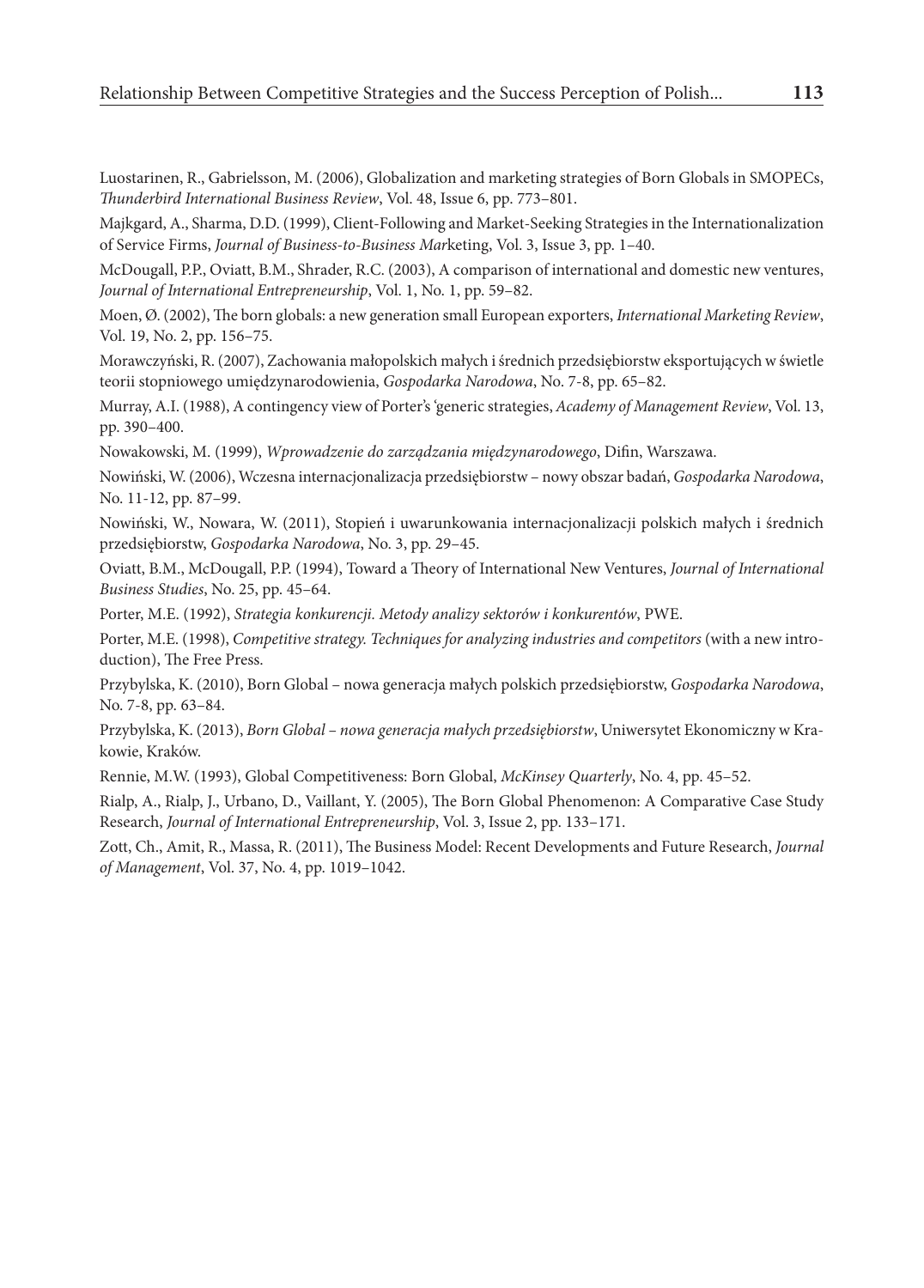Luostarinen, R., Gabrielsson, M. (2006), Globalization and marketing strategies of Born Globals in SMOPECs, *Thunderbird International Business Review*, Vol. 48, Issue 6, pp. 773–801.

Majkgard, A., Sharma, D.D. (1999), Client-Following and Market-Seeking Strategies in the Internationalization of Service Firms, *Journal of Business-to-Business Mar*keting, Vol. 3, Issue 3, pp. 1–40.

McDougall, P.P., Oviatt, B.M., Shrader, R.C. (2003), A comparison of international and domestic new ventures, *Journal of International Entrepreneurship*, Vol. 1, No. 1, pp. 59–82.

Moen, Ø. (2002), The born globals: a new generation small European exporters, *International Marketing Review*, Vol. 19, No. 2, pp. 156–75.

Morawczyński, R. (2007), Zachowania małopolskich małych i średnich przedsiębiorstw eksportujących w świetle teorii stopniowego umiędzynarodowienia, *Gospodarka Narodowa*, No. 7-8, pp. 65–82.

Murray, A.I. (1988), A contingency view of Porter's 'generic strategies, *Academy of Management Review*, Vol. 13, pp. 390–400.

Nowakowski, M. (1999), *Wprowadzenie do zarządzania międzynarodowego*, Difin, Warszawa.

Nowiński, W. (2006), Wczesna internacjonalizacja przedsiębiorstw – nowy obszar badań, *Gospodarka Narodowa*, No. 11-12, pp. 87–99.

Nowiński, W., Nowara, W. (2011), Stopień i uwarunkowania internacjonalizacji polskich małych i średnich przedsiębiorstw, *Gospodarka Narodowa*, No. 3, pp. 29–45.

Oviatt, B.M., McDougall, P.P. (1994), Toward a Theory of International New Ventures, *Journal of International Business Studies*, No. 25, pp. 45–64.

Porter, M.E. (1992), *Strategia konkurencji. Metody analizy sektorów i konkurentów*, PWE.

Porter, M.E. (1998), *Competitive strategy. Techniques for analyzing industries and competitors* (with a new introduction), The Free Press.

Przybylska, K. (2010), Born Global – nowa generacja małych polskich przedsiębiorstw, *Gospodarka Narodowa*, No. 7-8, pp. 63–84.

Przybylska, K. (2013), *Born Global – nowa generacja małych przedsiębiorstw*, Uniwersytet Ekonomiczny w Krakowie, Kraków.

Rennie, M.W. (1993), Global Competitiveness: Born Global, *McKinsey Quarterly*, No. 4, pp. 45–52.

Rialp, A., Rialp, J., Urbano, D., Vaillant, Y. (2005), The Born Global Phenomenon: A Comparative Case Study Research, *Journal of International Entrepreneurship*, Vol. 3, Issue 2, pp. 133–171.

Zott, Ch., Amit, R., Massa, R. (2011), The Business Model: Recent Developments and Future Research, *Journal of Management*, Vol. 37, No. 4, pp. 1019–1042.